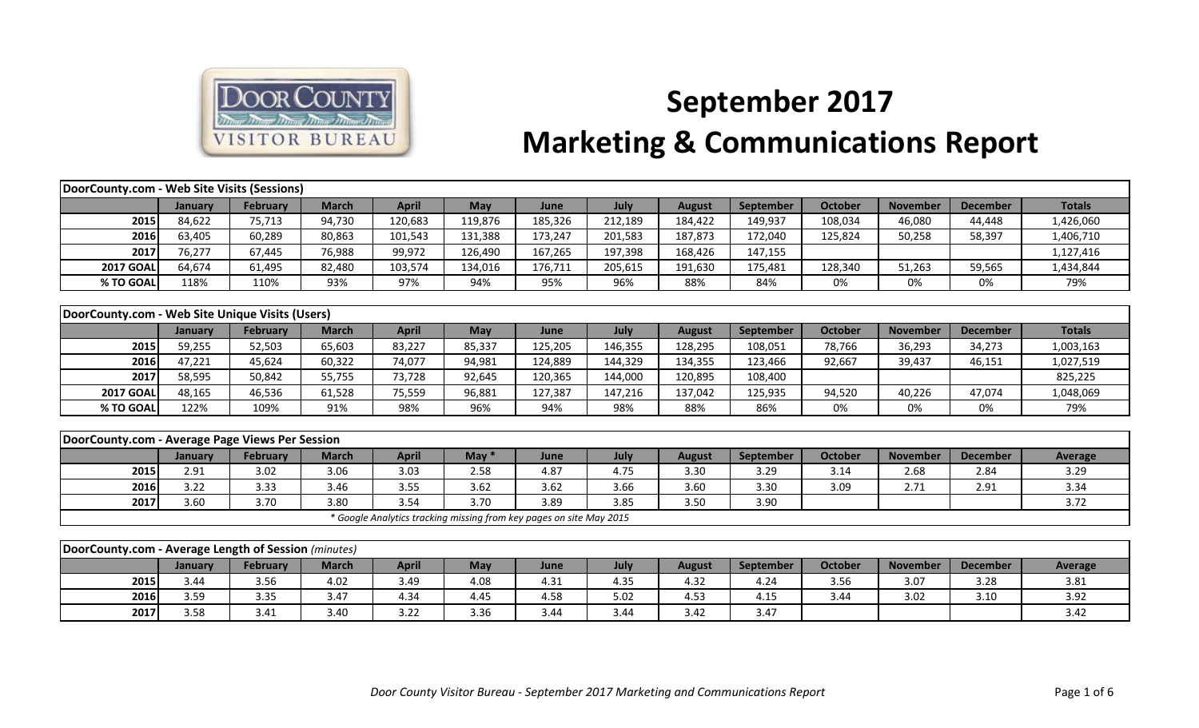# September 2017 Marketing & Communications Report

Door County Visitor Bureau

| DoorCounty.com - Web Site Visits (Sessions) | | | | | | | | | | | | | |
|---|---|---|---|---|---|---|---|---|---|---|---|---|---|
| | January | February | March | April | May | June | July | August | September | October | November | December | Totals |
| 2015 | 84,622 | 75,713 | 94,730 | 120,683 | 119,876 | 185,326 | 212,189 | 184,422 | 149,937 | 108,034 | 46,080 | 44,448 | 1,426,060 |
| 2016 | 63,405 | 60,289 | 80,863 | 101,543 | 131,388 | 173,247 | 201,583 | 187,873 | 172,040 | 125,824 | 50,258 | 58,397 | 1,406,710 |
| 2017 | 76,277 | 67,445 | 76,988 | 99,972 | 126,490 | 167,265 | 197,398 | 168,426 | 147,155 | | | | 1,127,416 |
| 2017 GOAL | 64,674 | 61,495 | 82,480 | 103,574 | 134,016 | 176,711 | 205,615 | 191,630 | 175,481 | 128,340 | 51,263 | 59,565 | 1,434,844 |
| % TO GOAL | 118% | 110% | 93% | 97% | 94% | 95% | 96% | 88% | 84% | 0% | 0% | 0% | 79% |

| DoorCounty.com - Web Site Unique Visits (Users) | | | | | | | | | | | | | |
|---|---|---|---|---|---|---|---|---|---|---|---|---|---|
| | January | February | March | April | May | June | July | August | September | October | November | December | Totals |
| 2015 | 59,255 | 52,503 | 65,603 | 83,227 | 85,337 | 125,205 | 146,355 | 128,295 | 108,051 | 78,766 | 36,293 | 34,273 | 1,003,163 |
| 2016 | 47,221 | 45,624 | 60,322 | 74,077 | 94,981 | 124,889 | 144,329 | 134,355 | 123,466 | 92,667 | 39,437 | 46,151 | 1,027,519 |
| 2017 | 58,595 | 50,842 | 55,755 | 73,728 | 92,645 | 120,365 | 144,000 | 120,895 | 108,400 | | | | 825,225 |
| 2017 GOAL | 48,165 | 46,536 | 61,528 | 75,559 | 96,881 | 127,387 | 147,216 | 137,042 | 125,935 | 94,520 | 40,226 | 47,074 | 1,048,069 |
| % TO GOAL | 122% | 109% | 91% | 98% | 96% | 94% | 98% | 88% | 86% | 0% | 0% | 0% | 79% |

| DoorCounty.com - Average Page Views Per Session | | | | | | | | | | | | | |
|---|---|---|---|---|---|---|---|---|---|---|---|---|---|
| | January | February | March | April | May * | June | July | August | September | October | November | December | Average |
| 2015 | 2.91 | 3.02 | 3.06 | 3.03 | 2.58 | 4.87 | 4.75 | 3.30 | 3.29 | 3.14 | 2.68 | 2.84 | 3.29 |
| 2016 | 3.22 | 3.33 | 3.46 | 3.55 | 3.62 | 3.62 | 3.66 | 3.60 | 3.30 | 3.09 | 2.71 | 2.91 | 3.34 |
| 2017 | 3.60 | 3.70 | 3.80 | 3.54 | 3.70 | 3.89 | 3.85 | 3.50 | 3.90 | | | | 3.72 |

*\* Google Analytics tracking missing from key pages on site May 2015*

| DoorCounty.com - Average Length of Session *(minutes)* | | | | | | | | | | | | | |
|---|---|---|---|---|---|---|---|---|---|---|---|---|---|
| | January | February | March | April | May | June | July | August | September | October | November | December | Average |
| 2015 | 3.44 | 3.56 | 4.02 | 3.49 | 4.08 | 4.31 | 4.35 | 4.32 | 4.24 | 3.56 | 3.07 | 3.28 | 3.81 |
| 2016 | 3.59 | 3.35 | 3.47 | 4.34 | 4.45 | 4.58 | 5.02 | 4.53 | 4.15 | 3.44 | 3.02 | 3.10 | 3.92 |
| 2017 | 3.58 | 3.41 | 3.40 | 3.22 | 3.36 | 3.44 | 3.44 | 3.42 | 3.47 | | | | 3.42 |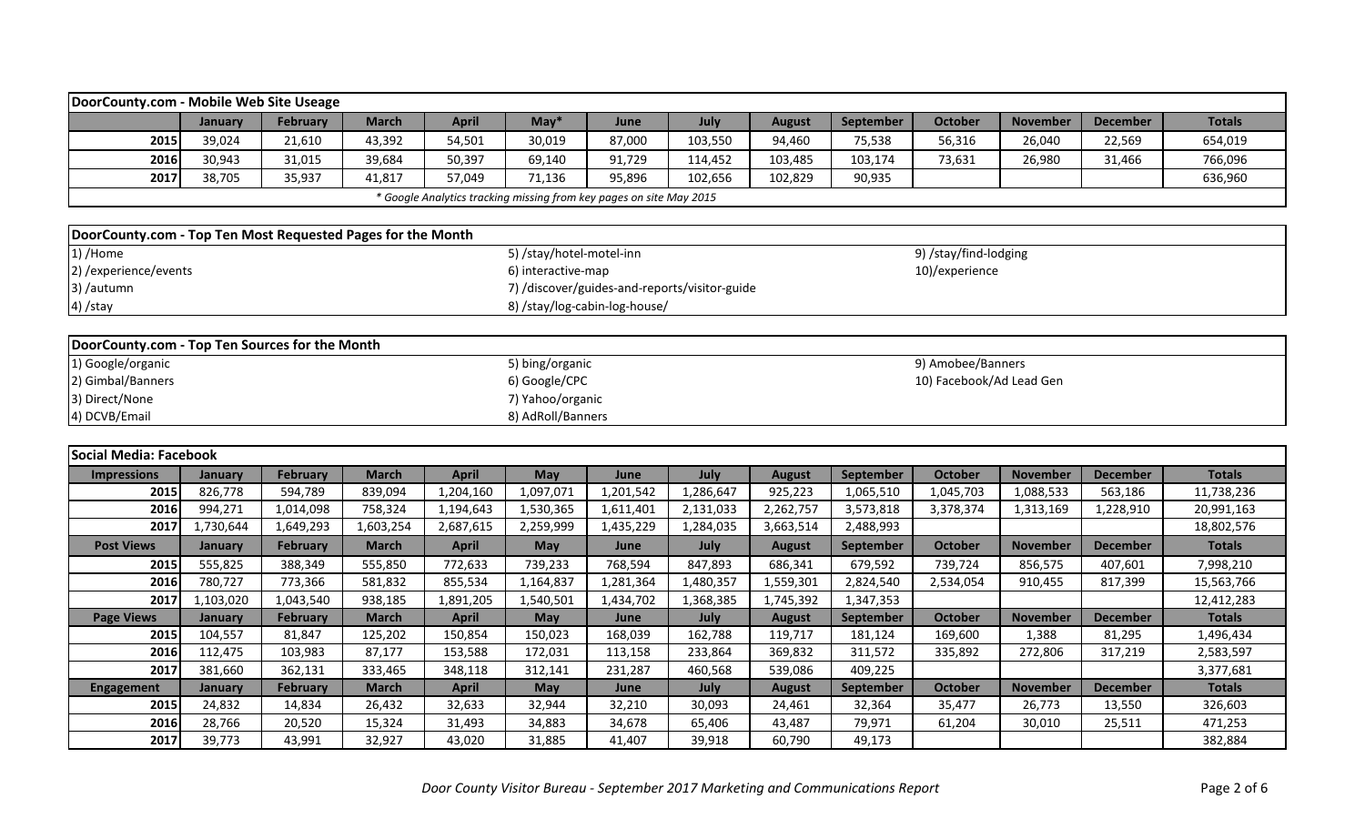## DoorCounty.com - Mobile Web Site Useage

| | January | February | March | April | May* | June | July | August | September | October | November | December | Totals |
|---|---|---|---|---|---|---|---|---|---|---|---|---|---|
| 2015 | 39,024 | 21,610 | 43,392 | 54,501 | 30,019 | 87,000 | 103,550 | 94,460 | 75,538 | 56,316 | 26,040 | 22,569 | 654,019 |
| 2016 | 30,943 | 31,015 | 39,684 | 50,397 | 69,140 | 91,729 | 114,452 | 103,485 | 103,174 | 73,631 | 26,980 | 31,466 | 766,096 |
| 2017 | 38,705 | 35,937 | 41,817 | 57,049 | 71,136 | 95,896 | 102,656 | 102,829 | 90,935 | | | | 636,960 |

*\* Google Analytics tracking missing from key pages on site May 2015*

## DoorCounty.com - Top Ten Most Requested Pages for the Month

1) /Home
2) /experience/events
3) /autumn
4) /stay
5) /stay/hotel-motel-inn
6) interactive-map
7) /discover/guides-and-reports/visitor-guide
8) /stay/log-cabin-log-house/
9) /stay/find-lodging
10)/experience

## DoorCounty.com - Top Ten Sources for the Month

1) Google/organic
2) Gimbal/Banners
3) Direct/None
4) DCVB/Email
5) bing/organic
6) Google/CPC
7) Yahoo/organic
8) AdRoll/Banners
9) Amobee/Banners
10) Facebook/Ad Lead Gen

## Social Media: Facebook

| Impressions | January | February | March | April | May | June | July | August | September | October | November | December | Totals |
|---|---|---|---|---|---|---|---|---|---|---|---|---|---|
| 2015 | 826,778 | 594,789 | 839,094 | 1,204,160 | 1,097,071 | 1,201,542 | 1,286,647 | 925,223 | 1,065,510 | 1,045,703 | 1,088,533 | 563,186 | 11,738,236 |
| 2016 | 994,271 | 1,014,098 | 758,324 | 1,194,643 | 1,530,365 | 1,611,401 | 2,131,033 | 2,262,757 | 3,573,818 | 3,378,374 | 1,313,169 | 1,228,910 | 20,991,163 |
| 2017 | 1,730,644 | 1,649,293 | 1,603,254 | 2,687,615 | 2,259,999 | 1,435,229 | 1,284,035 | 3,663,514 | 2,488,993 | | | | 18,802,576 |
| **Post Views** | **January** | **February** | **March** | **April** | **May** | **June** | **July** | **August** | **September** | **October** | **November** | **December** | **Totals** |
| 2015 | 555,825 | 388,349 | 555,850 | 772,633 | 739,233 | 768,594 | 847,893 | 686,341 | 679,592 | 739,724 | 856,575 | 407,601 | 7,998,210 |
| 2016 | 780,727 | 773,366 | 581,832 | 855,534 | 1,164,837 | 1,281,364 | 1,480,357 | 1,559,301 | 2,824,540 | 2,534,054 | 910,455 | 817,399 | 15,563,766 |
| 2017 | 1,103,020 | 1,043,540 | 938,185 | 1,891,205 | 1,540,501 | 1,434,702 | 1,368,385 | 1,745,392 | 1,347,353 | | | | 12,412,283 |
| **Page Views** | **January** | **February** | **March** | **April** | **May** | **June** | **July** | **August** | **September** | **October** | **November** | **December** | **Totals** |
| 2015 | 104,557 | 81,847 | 125,202 | 150,854 | 150,023 | 168,039 | 162,788 | 119,717 | 181,124 | 169,600 | 1,388 | 81,295 | 1,496,434 |
| 2016 | 112,475 | 103,983 | 87,177 | 153,588 | 172,031 | 113,158 | 233,864 | 369,832 | 311,572 | 335,892 | 272,806 | 317,219 | 2,583,597 |
| 2017 | 381,660 | 362,131 | 333,465 | 348,118 | 312,141 | 231,287 | 460,568 | 539,086 | 409,225 | | | | 3,377,681 |
| **Engagement** | **January** | **February** | **March** | **April** | **May** | **June** | **July** | **August** | **September** | **October** | **November** | **December** | **Totals** |
| 2015 | 24,832 | 14,834 | 26,432 | 32,633 | 32,944 | 32,210 | 30,093 | 24,461 | 32,364 | 35,477 | 26,773 | 13,550 | 326,603 |
| 2016 | 28,766 | 20,520 | 15,324 | 31,493 | 34,883 | 34,678 | 65,406 | 43,487 | 79,971 | 61,204 | 30,010 | 25,511 | 471,253 |
| 2017 | 39,773 | 43,991 | 32,927 | 43,020 | 31,885 | 41,407 | 39,918 | 60,790 | 49,173 | | | | 382,884 |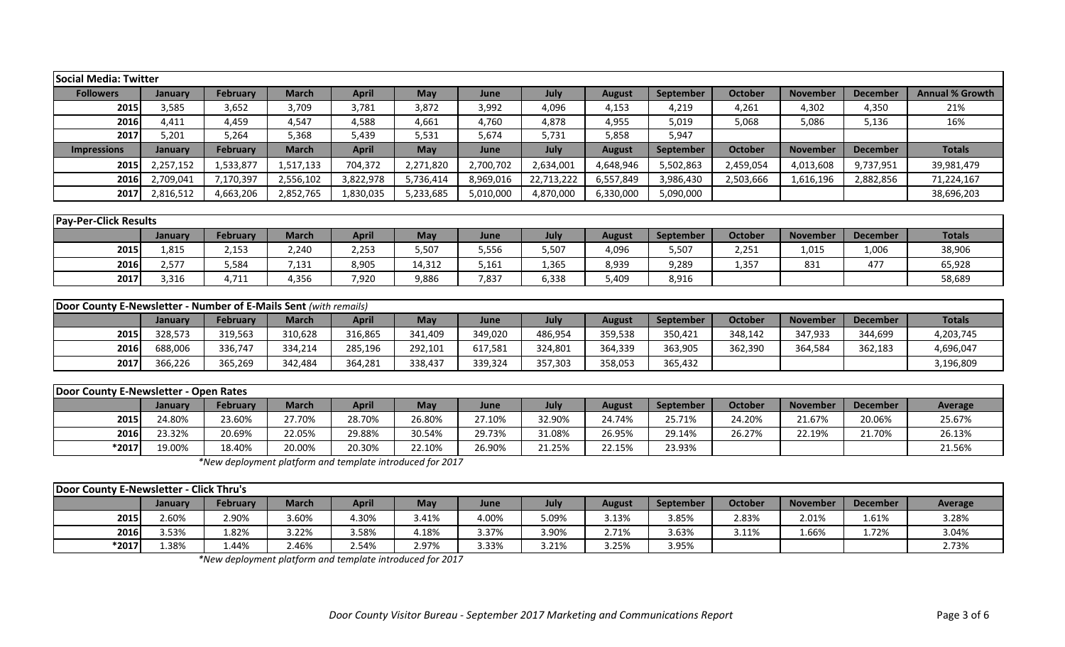## Social Media: Twitter

| Followers | January | February | March | April | May | June | July | August | September | October | November | December | Annual % Growth |
|---|---|---|---|---|---|---|---|---|---|---|---|---|---|
| 2015 | 3,585 | 3,652 | 3,709 | 3,781 | 3,872 | 3,992 | 4,096 | 4,153 | 4,219 | 4,261 | 4,302 | 4,350 | 21% |
| 2016 | 4,411 | 4,459 | 4,547 | 4,588 | 4,661 | 4,760 | 4,878 | 4,955 | 5,019 | 5,068 | 5,086 | 5,136 | 16% |
| 2017 | 5,201 | 5,264 | 5,368 | 5,439 | 5,531 | 5,674 | 5,731 | 5,858 | 5,947 | | | | |
| **Impressions** | **January** | **February** | **March** | **April** | **May** | **June** | **July** | **August** | **September** | **October** | **November** | **December** | **Totals** |
| 2015 | 2,257,152 | 1,533,877 | 1,517,133 | 704,372 | 2,271,820 | 2,700,702 | 2,634,001 | 4,648,946 | 5,502,863 | 2,459,054 | 4,013,608 | 9,737,951 | 39,981,479 |
| 2016 | 2,709,041 | 7,170,397 | 2,556,102 | 3,822,978 | 5,736,414 | 8,969,016 | 22,713,222 | 6,557,849 | 3,986,430 | 2,503,666 | 1,616,196 | 2,882,856 | 71,224,167 |
| 2017 | 2,816,512 | 4,663,206 | 2,852,765 | 1,830,035 | 5,233,685 | 5,010,000 | 4,870,000 | 6,330,000 | 5,090,000 | | | | 38,696,203 |

## Pay-Per-Click Results

| | January | February | March | April | May | June | July | August | September | October | November | December | Totals |
|---|---|---|---|---|---|---|---|---|---|---|---|---|---|
| 2015 | 1,815 | 2,153 | 2,240 | 2,253 | 5,507 | 5,556 | 5,507 | 4,096 | 5,507 | 2,251 | 1,015 | 1,006 | 38,906 |
| 2016 | 2,577 | 5,584 | 7,131 | 8,905 | 14,312 | 5,161 | 1,365 | 8,939 | 9,289 | 1,357 | 831 | 477 | 65,928 |
| 2017 | 3,316 | 4,711 | 4,356 | 7,920 | 9,886 | 7,837 | 6,338 | 5,409 | 8,916 | | | | 58,689 |

## Door County E-Newsletter - Number of E-Mails Sent *(with remails)*

| | January | February | March | April | May | June | July | August | September | October | November | December | Totals |
|---|---|---|---|---|---|---|---|---|---|---|---|---|---|
| 2015 | 328,573 | 319,563 | 310,628 | 316,865 | 341,409 | 349,020 | 486,954 | 359,538 | 350,421 | 348,142 | 347,933 | 344,699 | 4,203,745 |
| 2016 | 688,006 | 336,747 | 334,214 | 285,196 | 292,101 | 617,581 | 324,801 | 364,339 | 363,905 | 362,390 | 364,584 | 362,183 | 4,696,047 |
| 2017 | 366,226 | 365,269 | 342,484 | 364,281 | 338,437 | 339,324 | 357,303 | 358,053 | 365,432 | | | | 3,196,809 |

## Door County E-Newsletter - Open Rates

| | January | February | March | April | May | June | July | August | September | October | November | December | Average |
|---|---|---|---|---|---|---|---|---|---|---|---|---|---|
| 2015 | 24.80% | 23.60% | 27.70% | 28.70% | 26.80% | 27.10% | 32.90% | 24.74% | 25.71% | 24.20% | 21.67% | 20.06% | 25.67% |
| 2016 | 23.32% | 20.69% | 22.05% | 29.88% | 30.54% | 29.73% | 31.08% | 26.95% | 29.14% | 26.27% | 22.19% | 21.70% | 26.13% |
| *2017 | 19.00% | 18.40% | 20.00% | 20.30% | 22.10% | 26.90% | 21.25% | 22.15% | 23.93% | | | | 21.56% |

*\*New deployment platform and template introduced for 2017*

## Door County E-Newsletter - Click Thru's

| | January | February | March | April | May | June | July | August | September | October | November | December | Average |
|---|---|---|---|---|---|---|---|---|---|---|---|---|---|
| 2015 | 2.60% | 2.90% | 3.60% | 4.30% | 3.41% | 4.00% | 5.09% | 3.13% | 3.85% | 2.83% | 2.01% | 1.61% | 3.28% |
| 2016 | 3.53% | 1.82% | 3.22% | 3.58% | 4.18% | 3.37% | 3.90% | 2.71% | 3.63% | 3.11% | 1.66% | 1.72% | 3.04% |
| *2017 | 1.38% | 1.44% | 2.46% | 2.54% | 2.97% | 3.33% | 3.21% | 3.25% | 3.95% | | | | 2.73% |

*\*New deployment platform and template introduced for 2017*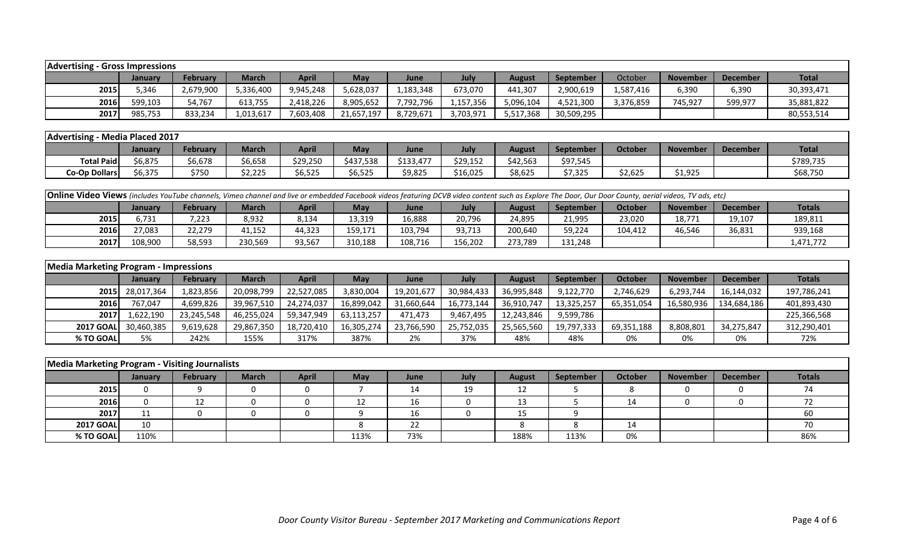| Advertising - Gross Impressions | | | | | | | | | | | | | |
|---|---|---|---|---|---|---|---|---|---|---|---|---|---|
| | January | February | March | April | May | June | July | August | September | October | November | December | Total |
| 2015 | 5,346 | 2,679,900 | 5,336,400 | 9,945,248 | 5,628,037 | 1,183,348 | 673,070 | 441,307 | 2,900,619 | 1,587,416 | 6,390 | 6,390 | 30,393,471 |
| 2016 | 599,103 | 54,767 | 613,755 | 2,418,226 | 8,905,652 | 7,792,796 | 1,157,356 | 5,096,104 | 4,521,300 | 3,376,859 | 745,927 | 599,977 | 35,881,822 |
| 2017 | 985,753 | 833,234 | 1,013,617 | 7,603,408 | 21,657,197 | 8,729,671 | 3,703,971 | 5,517,368 | 30,509,295 | | | | 80,553,514 |

| Advertising - Media Placed 2017 | | | | | | | | | | | | | |
|---|---|---|---|---|---|---|---|---|---|---|---|---|---|
| | January | February | March | April | May | June | July | August | September | October | November | December | Total |
| Total Paid | $6,875 | $6,678 | $6,658 | $29,250 | $437,538 | $133,477 | $29,152 | $42,563 | $97,545 | | | | $789,735 |
| Co-Op Dollars | $6,375 | $750 | $2,225 | $6,525 | $6,525 | $9,825 | $16,025 | $8,625 | $7,325 | $2,625 | $1,925 | | $68,750 |

| **Online Video Views** *(includes YouTube channels, Vimeo channel and live or embedded Facebook videos featuring DCVB video content such as Explore The Door, Our Door County, aerial videos, TV ads, etc)* | | | | | | | | | | | | | |
|---|---|---|---|---|---|---|---|---|---|---|---|---|---|
| | January | February | March | April | May | June | July | August | September | October | November | December | Totals |
| 2015 | 6,731 | 7,223 | 8,932 | 8,134 | 13,319 | 16,888 | 20,796 | 24,895 | 21,995 | 23,020 | 18,771 | 19,107 | 189,811 |
| 2016 | 27,083 | 22,279 | 41,152 | 44,323 | 159,171 | 103,794 | 93,713 | 200,640 | 59,224 | 104,412 | 46,546 | 36,831 | 939,168 |
| 2017 | 108,900 | 58,593 | 230,569 | 93,567 | 310,188 | 108,716 | 156,202 | 273,789 | 131,248 | | | | 1,471,772 |

| Media Marketing Program - Impressions | | | | | | | | | | | | | |
|---|---|---|---|---|---|---|---|---|---|---|---|---|---|
| | January | February | March | April | May | June | July | August | September | October | November | December | Totals |
| 2015 | 28,017,364 | 1,823,856 | 20,098,799 | 22,527,085 | 3,830,004 | 19,201,677 | 30,984,433 | 36,995,848 | 9,122,770 | 2,746,629 | 6,293,744 | 16,144,032 | 197,786,241 |
| 2016 | 767,047 | 4,699,826 | 39,967,510 | 24,274,037 | 16,899,042 | 31,660,644 | 16,773,144 | 36,910,747 | 13,325,257 | 65,351,054 | 16,580,936 | 134,684,186 | 401,893,430 |
| 2017 | 1,622,190 | 23,245,548 | 46,255,024 | 59,347,949 | 63,113,257 | 471,473 | 9,467,495 | 12,243,846 | 9,599,786 | | | | 225,366,568 |
| 2017 GOAL | 30,460,385 | 9,619,628 | 29,867,350 | 18,720,410 | 16,305,274 | 23,766,590 | 25,752,035 | 25,565,560 | 19,797,333 | 69,351,188 | 8,808,801 | 34,275,847 | 312,290,401 |
| % TO GOAL | 5% | 242% | 155% | 317% | 387% | 2% | 37% | 48% | 48% | 0% | 0% | 0% | 72% |

| Media Marketing Program - Visiting Journalists | | | | | | | | | | | | | |
|---|---|---|---|---|---|---|---|---|---|---|---|---|---|
| | January | February | March | April | May | June | July | August | September | October | November | December | Totals |
| 2015 | 0 | 9 | 0 | 0 | 7 | 14 | 19 | 12 | 5 | 8 | 0 | 0 | 74 |
| 2016 | 0 | 12 | 0 | 0 | 12 | 16 | 0 | 13 | 5 | 14 | 0 | 0 | 72 |
| 2017 | 11 | 0 | 0 | 0 | 9 | 16 | 0 | 15 | 9 | | | | 60 |
| 2017 GOAL | 10 | | | | 8 | 22 | | 8 | 8 | 14 | | | 70 |
| % TO GOAL | 110% | | | | 113% | 73% | | 188% | 113% | 0% | | | 86% |

*Door County Visitor Bureau - September 2017 Marketing and Communications Report*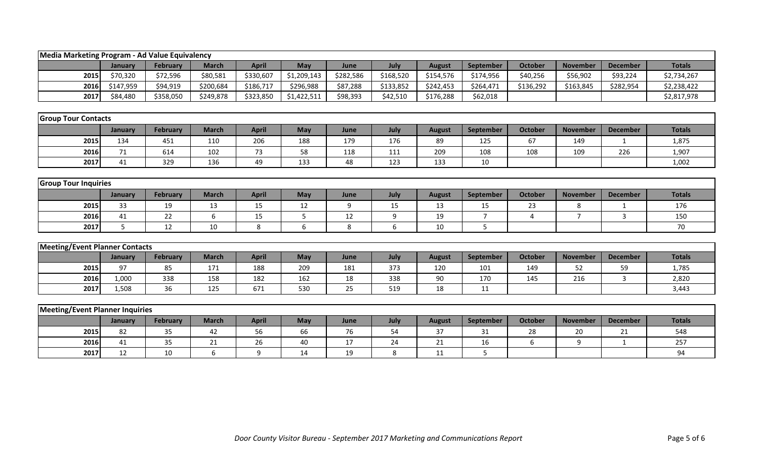| Media Marketing Program - Ad Value Equivalency | | | | | | | | | | | | | |
|---|---|---|---|---|---|---|---|---|---|---|---|---|---|
| | January | February | March | April | May | June | July | August | September | October | November | December | Totals |
| 2015 | $70,320 | $72,596 | $80,581 | $330,607 | $1,209,143 | $282,586 | $168,520 | $154,576 | $174,956 | $40,256 | $56,902 | $93,224 | $2,734,267 |
| 2016 | $147,959 | $94,919 | $200,684 | $186,717 | $296,988 | $87,288 | $133,852 | $242,453 | $264,471 | $136,292 | $163,845 | $282,954 | $2,238,422 |
| 2017 | $84,480 | $358,050 | $249,878 | $323,850 | $1,422,511 | $98,393 | $42,510 | $176,288 | $62,018 | | | | $2,817,978 |

| Group Tour Contacts | | | | | | | | | | | | | |
|---|---|---|---|---|---|---|---|---|---|---|---|---|---|
| | January | February | March | April | May | June | July | August | September | October | November | December | Totals |
| 2015 | 134 | 451 | 110 | 206 | 188 | 179 | 176 | 89 | 125 | 67 | 149 | 1 | 1,875 |
| 2016 | 71 | 614 | 102 | 73 | 58 | 118 | 111 | 209 | 108 | 108 | 109 | 226 | 1,907 |
| 2017 | 41 | 329 | 136 | 49 | 133 | 48 | 123 | 133 | 10 | | | | 1,002 |

| Group Tour Inquiries | | | | | | | | | | | | | |
|---|---|---|---|---|---|---|---|---|---|---|---|---|---|
| | January | February | March | April | May | June | July | August | September | October | November | December | Totals |
| 2015 | 33 | 19 | 13 | 15 | 12 | 9 | 15 | 13 | 15 | 23 | 8 | 1 | 176 |
| 2016 | 41 | 22 | 6 | 15 | 5 | 12 | 9 | 19 | 7 | 4 | 7 | 3 | 150 |
| 2017 | 5 | 12 | 10 | 8 | 6 | 8 | 6 | 10 | 5 | | | | 70 |

| Meeting/Event Planner Contacts | | | | | | | | | | | | | |
|---|---|---|---|---|---|---|---|---|---|---|---|---|---|
| | January | February | March | April | May | June | July | August | September | October | November | December | Totals |
| 2015 | 97 | 85 | 171 | 188 | 209 | 181 | 373 | 120 | 101 | 149 | 52 | 59 | 1,785 |
| 2016 | 1,000 | 338 | 158 | 182 | 162 | 18 | 338 | 90 | 170 | 145 | 216 | 3 | 2,820 |
| 2017 | 1,508 | 36 | 125 | 671 | 530 | 25 | 519 | 18 | 11 | | | | 3,443 |

| Meeting/Event Planner Inquiries | | | | | | | | | | | | | |
|---|---|---|---|---|---|---|---|---|---|---|---|---|---|
| | January | February | March | April | May | June | July | August | September | October | November | December | Totals |
| 2015 | 82 | 35 | 42 | 56 | 66 | 76 | 54 | 37 | 31 | 28 | 20 | 21 | 548 |
| 2016 | 41 | 35 | 21 | 26 | 40 | 17 | 24 | 21 | 16 | 6 | 9 | 1 | 257 |
| 2017 | 12 | 10 | 6 | 9 | 14 | 19 | 8 | 11 | 5 | | | | 94 |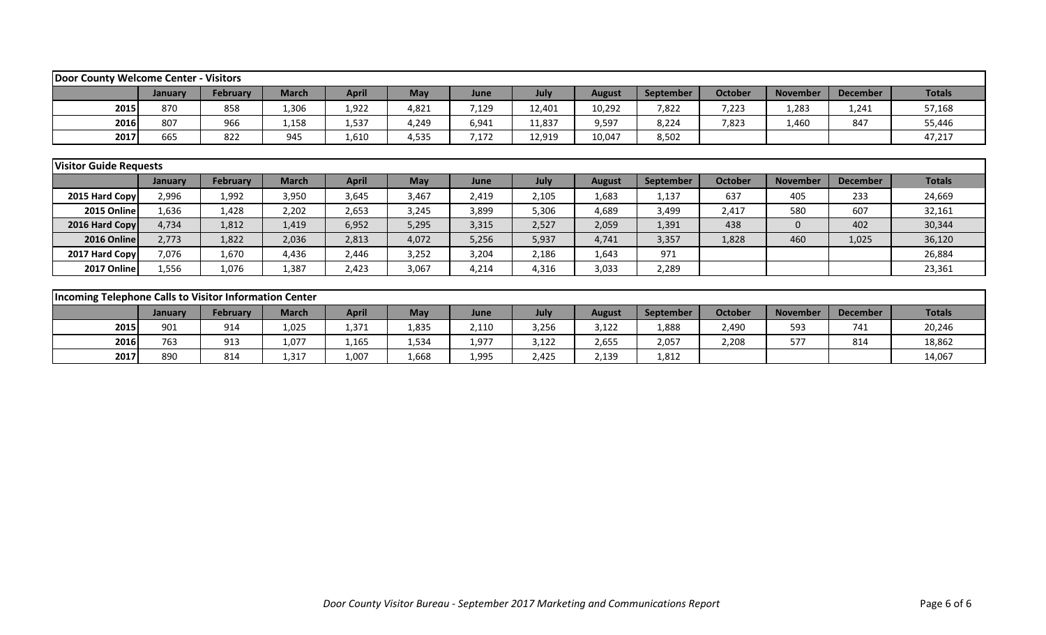| Door County Welcome Center - Visitors | | | | | | | | | | | | | |
|---|---|---|---|---|---|---|---|---|---|---|---|---|---|
| | January | February | March | April | May | June | July | August | September | October | November | December | Totals |
| 2015 | 870 | 858 | 1,306 | 1,922 | 4,821 | 7,129 | 12,401 | 10,292 | 7,822 | 7,223 | 1,283 | 1,241 | 57,168 |
| 2016 | 807 | 966 | 1,158 | 1,537 | 4,249 | 6,941 | 11,837 | 9,597 | 8,224 | 7,823 | 1,460 | 847 | 55,446 |
| 2017 | 665 | 822 | 945 | 1,610 | 4,535 | 7,172 | 12,919 | 10,047 | 8,502 | | | | 47,217 |

| Visitor Guide Requests | | | | | | | | | | | | | |
|---|---|---|---|---|---|---|---|---|---|---|---|---|---|
| | January | February | March | April | May | June | July | August | September | October | November | December | Totals |
| 2015 Hard Copy | 2,996 | 1,992 | 3,950 | 3,645 | 3,467 | 2,419 | 2,105 | 1,683 | 1,137 | 637 | 405 | 233 | 24,669 |
| 2015 Online | 1,636 | 1,428 | 2,202 | 2,653 | 3,245 | 3,899 | 5,306 | 4,689 | 3,499 | 2,417 | 580 | 607 | 32,161 |
| 2016 Hard Copy | 4,734 | 1,812 | 1,419 | 6,952 | 5,295 | 3,315 | 2,527 | 2,059 | 1,391 | 438 | 0 | 402 | 30,344 |
| 2016 Online | 2,773 | 1,822 | 2,036 | 2,813 | 4,072 | 5,256 | 5,937 | 4,741 | 3,357 | 1,828 | 460 | 1,025 | 36,120 |
| 2017 Hard Copy | 7,076 | 1,670 | 4,436 | 2,446 | 3,252 | 3,204 | 2,186 | 1,643 | 971 | | | | 26,884 |
| 2017 Online | 1,556 | 1,076 | 1,387 | 2,423 | 3,067 | 4,214 | 4,316 | 3,033 | 2,289 | | | | 23,361 |

| Incoming Telephone Calls to Visitor Information Center | | | | | | | | | | | | | |
|---|---|---|---|---|---|---|---|---|---|---|---|---|---|
| | January | February | March | April | May | June | July | August | September | October | November | December | Totals |
| 2015 | 901 | 914 | 1,025 | 1,371 | 1,835 | 2,110 | 3,256 | 3,122 | 1,888 | 2,490 | 593 | 741 | 20,246 |
| 2016 | 763 | 913 | 1,077 | 1,165 | 1,534 | 1,977 | 3,122 | 2,655 | 2,057 | 2,208 | 577 | 814 | 18,862 |
| 2017 | 890 | 814 | 1,317 | 1,007 | 1,668 | 1,995 | 2,425 | 2,139 | 1,812 | | | | 14,067 |